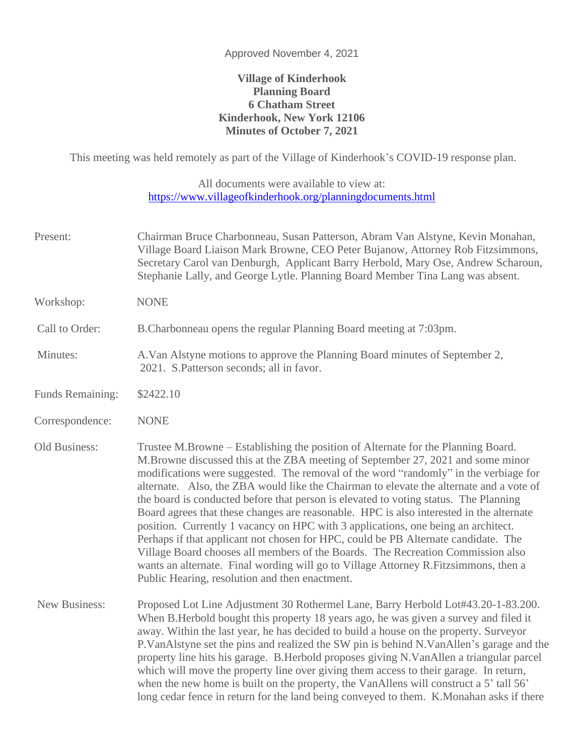Approved November 4, 2021

**Village of Kinderhook**
**Planning Board**
**6 Chatham Street**
**Kinderhook, New York 12106**
**Minutes of October 7, 2021**

This meeting was held remotely as part of the Village of Kinderhook's COVID-19 response plan.

All documents were available to view at:
https://www.villageofkinderhook.org/planningdocuments.html

Present: Chairman Bruce Charbonneau, Susan Patterson, Abram Van Alstyne, Kevin Monahan, Village Board Liaison Mark Browne, CEO Peter Bujanow, Attorney Rob Fitzsimmons, Secretary Carol van Denburgh, Applicant Barry Herbold, Mary Ose, Andrew Scharoun, Stephanie Lally, and George Lytle. Planning Board Member Tina Lang was absent.

Workshop: NONE

Call to Order: B.Charbonneau opens the regular Planning Board meeting at 7:03pm.

Minutes: A.Van Alstyne motions to approve the Planning Board minutes of September 2, 2021. S.Patterson seconds; all in favor.

Funds Remaining: $2422.10

Correspondence: NONE

Old Business: Trustee M.Browne – Establishing the position of Alternate for the Planning Board. M.Browne discussed this at the ZBA meeting of September 27, 2021 and some minor modifications were suggested. The removal of the word "randomly" in the verbiage for alternate. Also, the ZBA would like the Chairman to elevate the alternate and a vote of the board is conducted before that person is elevated to voting status. The Planning Board agrees that these changes are reasonable. HPC is also interested in the alternate position. Currently 1 vacancy on HPC with 3 applications, one being an architect. Perhaps if that applicant not chosen for HPC, could be PB Alternate candidate. The Village Board chooses all members of the Boards. The Recreation Commission also wants an alternate. Final wording will go to Village Attorney R.Fitzsimmons, then a Public Hearing, resolution and then enactment.

New Business: Proposed Lot Line Adjustment 30 Rothermel Lane, Barry Herbold Lot#43.20-1-83.200. When B.Herbold bought this property 18 years ago, he was given a survey and filed it away. Within the last year, he has decided to build a house on the property. Surveyor P.VanAlstyne set the pins and realized the SW pin is behind N.VanAllen's garage and the property line hits his garage. B.Herbold proposes giving N.VanAllen a triangular parcel which will move the property line over giving them access to their garage. In return, when the new home is built on the property, the VanAllens will construct a 5' tall 56' long cedar fence in return for the land being conveyed to them. K.Monahan asks if there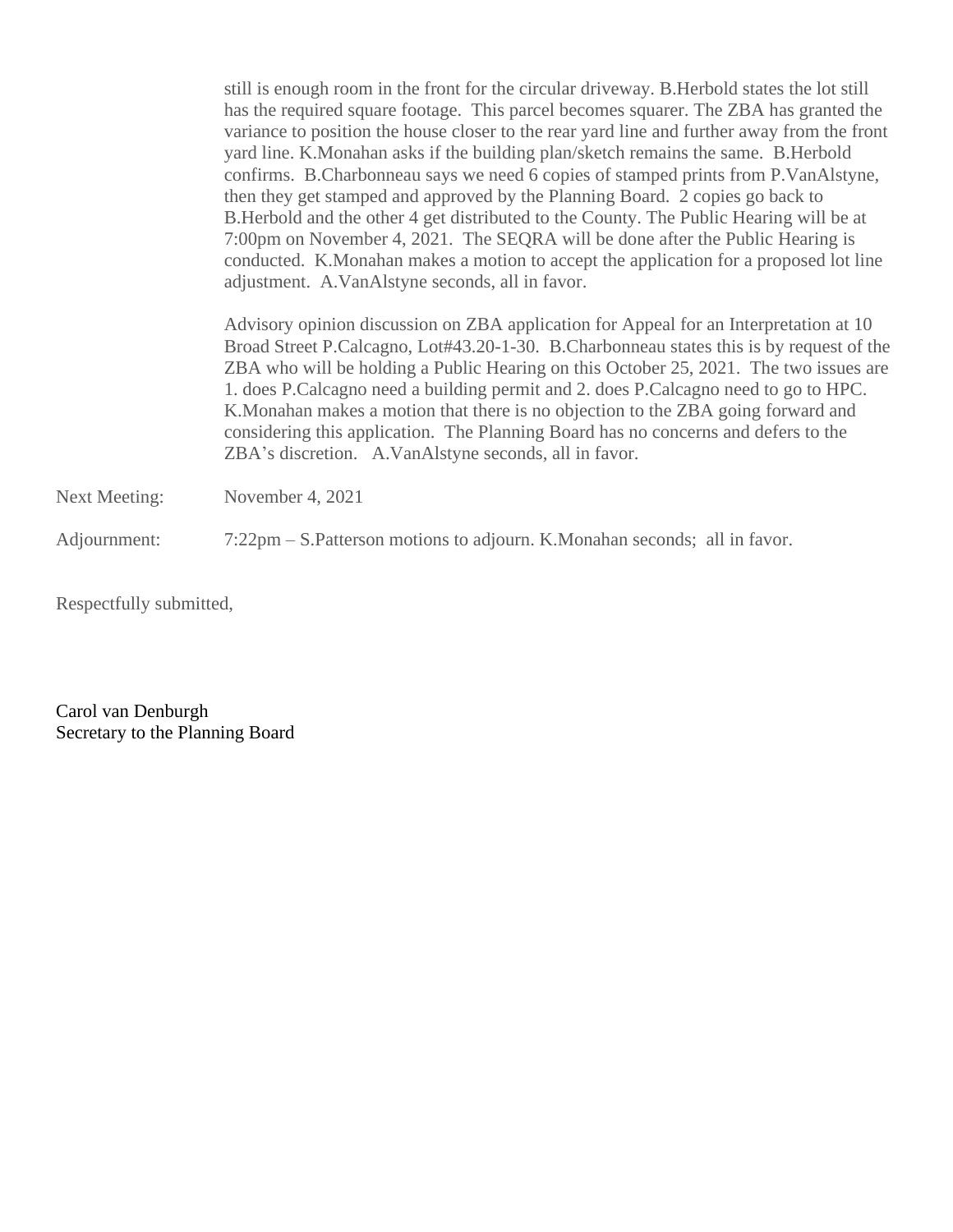still is enough room in the front for the circular driveway. B.Herbold states the lot still has the required square footage. This parcel becomes squarer. The ZBA has granted the variance to position the house closer to the rear yard line and further away from the front yard line. K.Monahan asks if the building plan/sketch remains the same. B.Herbold confirms. B.Charbonneau says we need 6 copies of stamped prints from P.VanAlstyne, then they get stamped and approved by the Planning Board. 2 copies go back to B.Herbold and the other 4 get distributed to the County. The Public Hearing will be at 7:00pm on November 4, 2021. The SEQRA will be done after the Public Hearing is conducted. K.Monahan makes a motion to accept the application for a proposed lot line adjustment. A.VanAlstyne seconds, all in favor.

Advisory opinion discussion on ZBA application for Appeal for an Interpretation at 10 Broad Street P.Calcagno, Lot#43.20-1-30. B.Charbonneau states this is by request of the ZBA who will be holding a Public Hearing on this October 25, 2021. The two issues are 1. does P.Calcagno need a building permit and 2. does P.Calcagno need to go to HPC. K.Monahan makes a motion that there is no objection to the ZBA going forward and considering this application. The Planning Board has no concerns and defers to the ZBA's discretion. A.VanAlstyne seconds, all in favor.

Next Meeting: November 4, 2021

Adjournment: 7:22pm – S.Patterson motions to adjourn. K.Monahan seconds; all in favor.

Respectfully submitted,

Carol van Denburgh
Secretary to the Planning Board